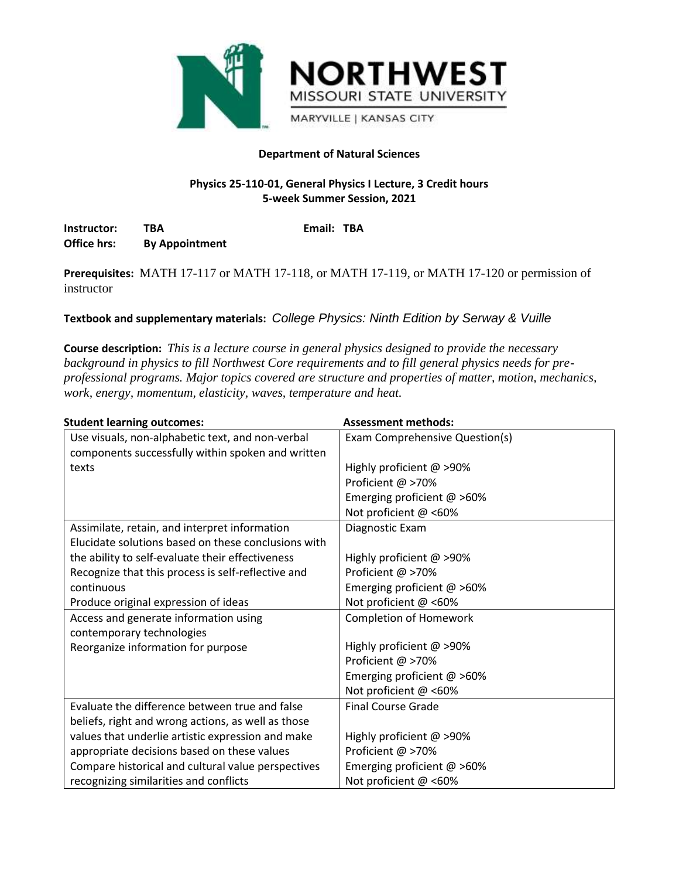**Department of Natural Sciences**

**Physics 25-110-01, General Physics I Lecture, 3 Credit hours**
**5-week Summer Session, 2021**

**Instructor:** TBA **Email:** TBA
**Office hrs:** By Appointment

**Prerequisites:** MATH 17-117 or MATH 17-118, or MATH 17-119, or MATH 17-120 or permission of instructor

**Textbook and supplementary materials:** *College Physics: Ninth Edition by Serway & Vuille*

**Course description:** *This is a lecture course in general physics designed to provide the necessary background in physics to fill Northwest Core requirements and to fill general physics needs for pre-professional programs. Major topics covered are structure and properties of matter, motion, mechanics, work, energy, momentum, elasticity, waves, temperature and heat.*

| **Student learning outcomes:** | **Assessment methods:** |
|---|---|
| Use visuals, non-alphabetic text, and non-verbal components successfully within spoken and written texts | Exam Comprehensive Question(s)<br><br>Highly proficient @ >90%<br>Proficient @ >70%<br>Emerging proficient @ >60%<br>Not proficient @ <60% |
| Assimilate, retain, and interpret information<br>Elucidate solutions based on these conclusions with the ability to self-evaluate their effectiveness<br>Recognize that this process is self-reflective and continuous<br>Produce original expression of ideas | Diagnostic Exam<br><br>Highly proficient @ >90%<br>Proficient @ >70%<br>Emerging proficient @ >60%<br>Not proficient @ <60% |
| Access and generate information using contemporary technologies<br>Reorganize information for purpose | Completion of Homework<br><br>Highly proficient @ >90%<br>Proficient @ >70%<br>Emerging proficient @ >60%<br>Not proficient @ <60% |
| Evaluate the difference between true and false beliefs, right and wrong actions, as well as those values that underlie artistic expression and make appropriate decisions based on these values<br>Compare historical and cultural value perspectives recognizing similarities and conflicts | Final Course Grade<br><br>Highly proficient @ >90%<br>Proficient @ >70%<br>Emerging proficient @ >60%<br>Not proficient @ <60% |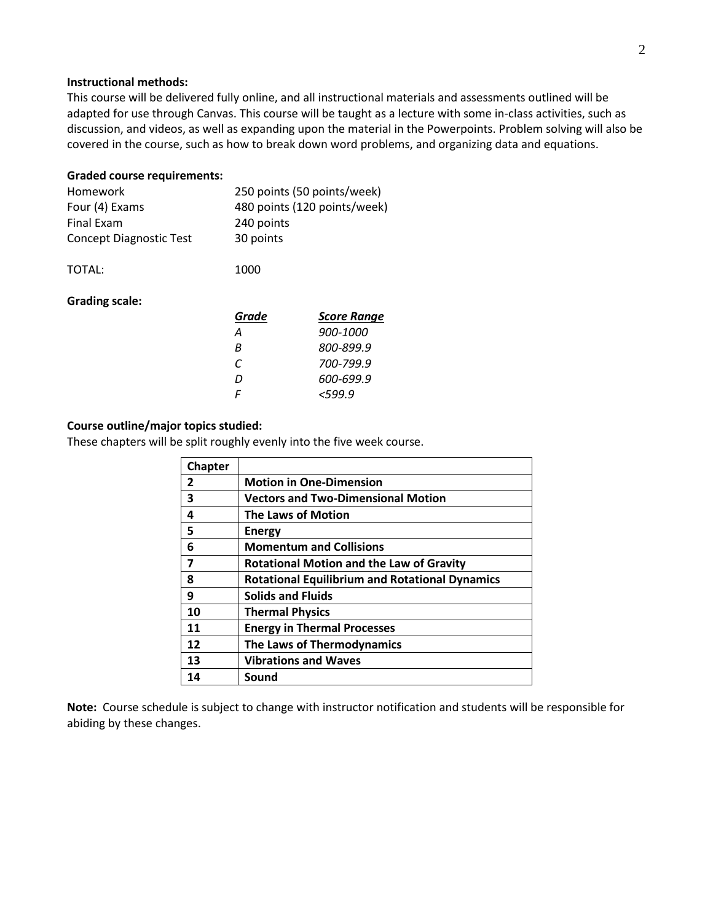**Instructional methods:**
This course will be delivered fully online, and all instructional materials and assessments outlined will be adapted for use through Canvas. This course will be taught as a lecture with some in-class activities, such as discussion, and videos, as well as expanding upon the material in the Powerpoints. Problem solving will also be covered in the course, such as how to break down word problems, and organizing data and equations.

**Graded course requirements:**

| | |
|---|---|
| Homework | 250 points (50 points/week) |
| Four (4) Exams | 480 points (120 points/week) |
| Final Exam | 240 points |
| Concept Diagnostic Test | 30 points |
| | |
| TOTAL: | 1000 |

**Grading scale:**

| *Grade* | *Score Range* |
|---|---|
| *A* | *900-1000* |
| *B* | *800-899.9* |
| *C* | *700-799.9* |
| *D* | *600-699.9* |
| *F* | *<599.9* |

**Course outline/major topics studied:**
These chapters will be split roughly evenly into the five week course.

| Chapter | |
|---|---|
| 2 | **Motion in One-Dimension** |
| 3 | **Vectors and Two-Dimensional Motion** |
| 4 | **The Laws of Motion** |
| 5 | **Energy** |
| 6 | **Momentum and Collisions** |
| 7 | **Rotational Motion and the Law of Gravity** |
| 8 | **Rotational Equilibrium and Rotational Dynamics** |
| 9 | **Solids and Fluids** |
| 10 | **Thermal Physics** |
| 11 | **Energy in Thermal Processes** |
| 12 | **The Laws of Thermodynamics** |
| 13 | **Vibrations and Waves** |
| 14 | **Sound** |

**Note:** Course schedule is subject to change with instructor notification and students will be responsible for abiding by these changes.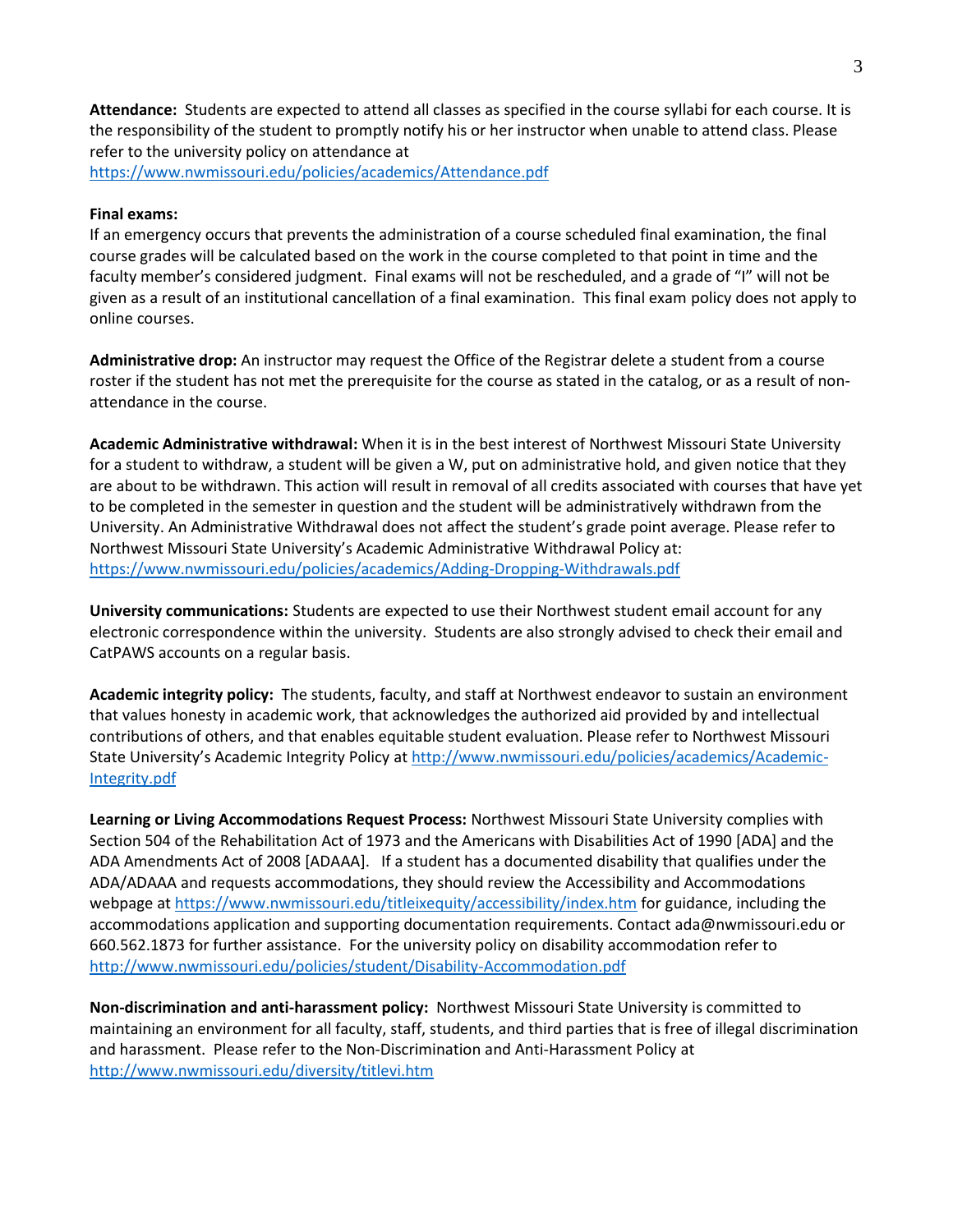**Attendance:** Students are expected to attend all classes as specified in the course syllabi for each course. It is the responsibility of the student to promptly notify his or her instructor when unable to attend class. Please refer to the university policy on attendance at https://www.nwmissouri.edu/policies/academics/Attendance.pdf

**Final exams:**

If an emergency occurs that prevents the administration of a course scheduled final examination, the final course grades will be calculated based on the work in the course completed to that point in time and the faculty member's considered judgment. Final exams will not be rescheduled, and a grade of "I" will not be given as a result of an institutional cancellation of a final examination. This final exam policy does not apply to online courses.

**Administrative drop:** An instructor may request the Office of the Registrar delete a student from a course roster if the student has not met the prerequisite for the course as stated in the catalog, or as a result of non-attendance in the course.

**Academic Administrative withdrawal:** When it is in the best interest of Northwest Missouri State University for a student to withdraw, a student will be given a W, put on administrative hold, and given notice that they are about to be withdrawn. This action will result in removal of all credits associated with courses that have yet to be completed in the semester in question and the student will be administratively withdrawn from the University. An Administrative Withdrawal does not affect the student's grade point average. Please refer to Northwest Missouri State University's Academic Administrative Withdrawal Policy at: https://www.nwmissouri.edu/policies/academics/Adding-Dropping-Withdrawals.pdf

**University communications:** Students are expected to use their Northwest student email account for any electronic correspondence within the university. Students are also strongly advised to check their email and CatPAWS accounts on a regular basis.

**Academic integrity policy:** The students, faculty, and staff at Northwest endeavor to sustain an environment that values honesty in academic work, that acknowledges the authorized aid provided by and intellectual contributions of others, and that enables equitable student evaluation. Please refer to Northwest Missouri State University's Academic Integrity Policy at http://www.nwmissouri.edu/policies/academics/Academic-Integrity.pdf

**Learning or Living Accommodations Request Process:** Northwest Missouri State University complies with Section 504 of the Rehabilitation Act of 1973 and the Americans with Disabilities Act of 1990 [ADA] and the ADA Amendments Act of 2008 [ADAAA]. If a student has a documented disability that qualifies under the ADA/ADAAA and requests accommodations, they should review the Accessibility and Accommodations webpage at https://www.nwmissouri.edu/titleixequity/accessibility/index.htm for guidance, including the accommodations application and supporting documentation requirements. Contact ada@nwmissouri.edu or 660.562.1873 for further assistance. For the university policy on disability accommodation refer to http://www.nwmissouri.edu/policies/student/Disability-Accommodation.pdf

**Non-discrimination and anti-harassment policy:** Northwest Missouri State University is committed to maintaining an environment for all faculty, staff, students, and third parties that is free of illegal discrimination and harassment. Please refer to the Non-Discrimination and Anti-Harassment Policy at http://www.nwmissouri.edu/diversity/titlevi.htm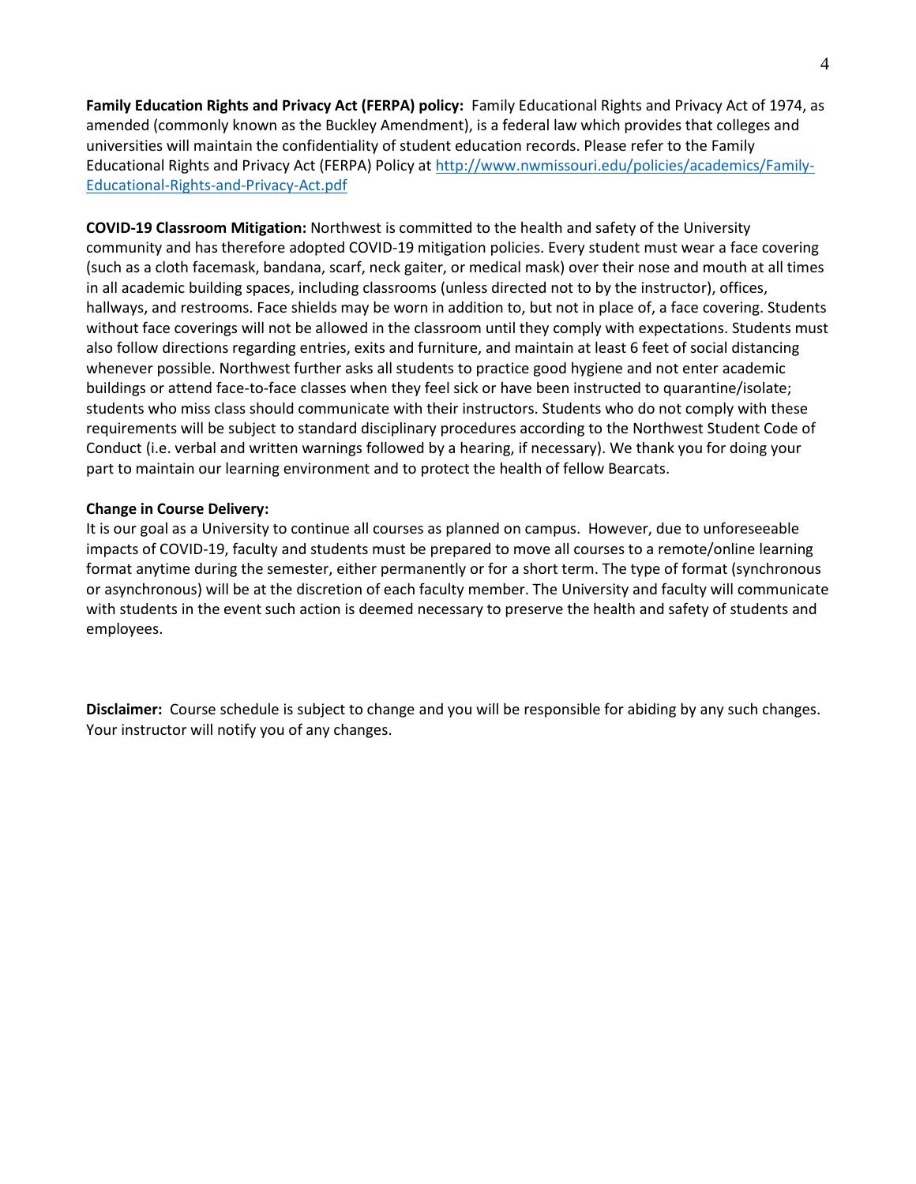**Family Education Rights and Privacy Act (FERPA) policy:** Family Educational Rights and Privacy Act of 1974, as amended (commonly known as the Buckley Amendment), is a federal law which provides that colleges and universities will maintain the confidentiality of student education records. Please refer to the Family Educational Rights and Privacy Act (FERPA) Policy at [http://www.nwmissouri.edu/policies/academics/Family-Educational-Rights-and-Privacy-Act.pdf](http://www.nwmissouri.edu/policies/academics/Family-Educational-Rights-and-Privacy-Act.pdf)

**COVID-19 Classroom Mitigation:** Northwest is committed to the health and safety of the University community and has therefore adopted COVID-19 mitigation policies. Every student must wear a face covering (such as a cloth facemask, bandana, scarf, neck gaiter, or medical mask) over their nose and mouth at all times in all academic building spaces, including classrooms (unless directed not to by the instructor), offices, hallways, and restrooms. Face shields may be worn in addition to, but not in place of, a face covering. Students without face coverings will not be allowed in the classroom until they comply with expectations. Students must also follow directions regarding entries, exits and furniture, and maintain at least 6 feet of social distancing whenever possible. Northwest further asks all students to practice good hygiene and not enter academic buildings or attend face-to-face classes when they feel sick or have been instructed to quarantine/isolate; students who miss class should communicate with their instructors. Students who do not comply with these requirements will be subject to standard disciplinary procedures according to the Northwest Student Code of Conduct (i.e. verbal and written warnings followed by a hearing, if necessary). We thank you for doing your part to maintain our learning environment and to protect the health of fellow Bearcats.

**Change in Course Delivery:**

It is our goal as a University to continue all courses as planned on campus. However, due to unforeseeable impacts of COVID-19, faculty and students must be prepared to move all courses to a remote/online learning format anytime during the semester, either permanently or for a short term. The type of format (synchronous or asynchronous) will be at the discretion of each faculty member. The University and faculty will communicate with students in the event such action is deemed necessary to preserve the health and safety of students and employees.

**Disclaimer:** Course schedule is subject to change and you will be responsible for abiding by any such changes. Your instructor will notify you of any changes.